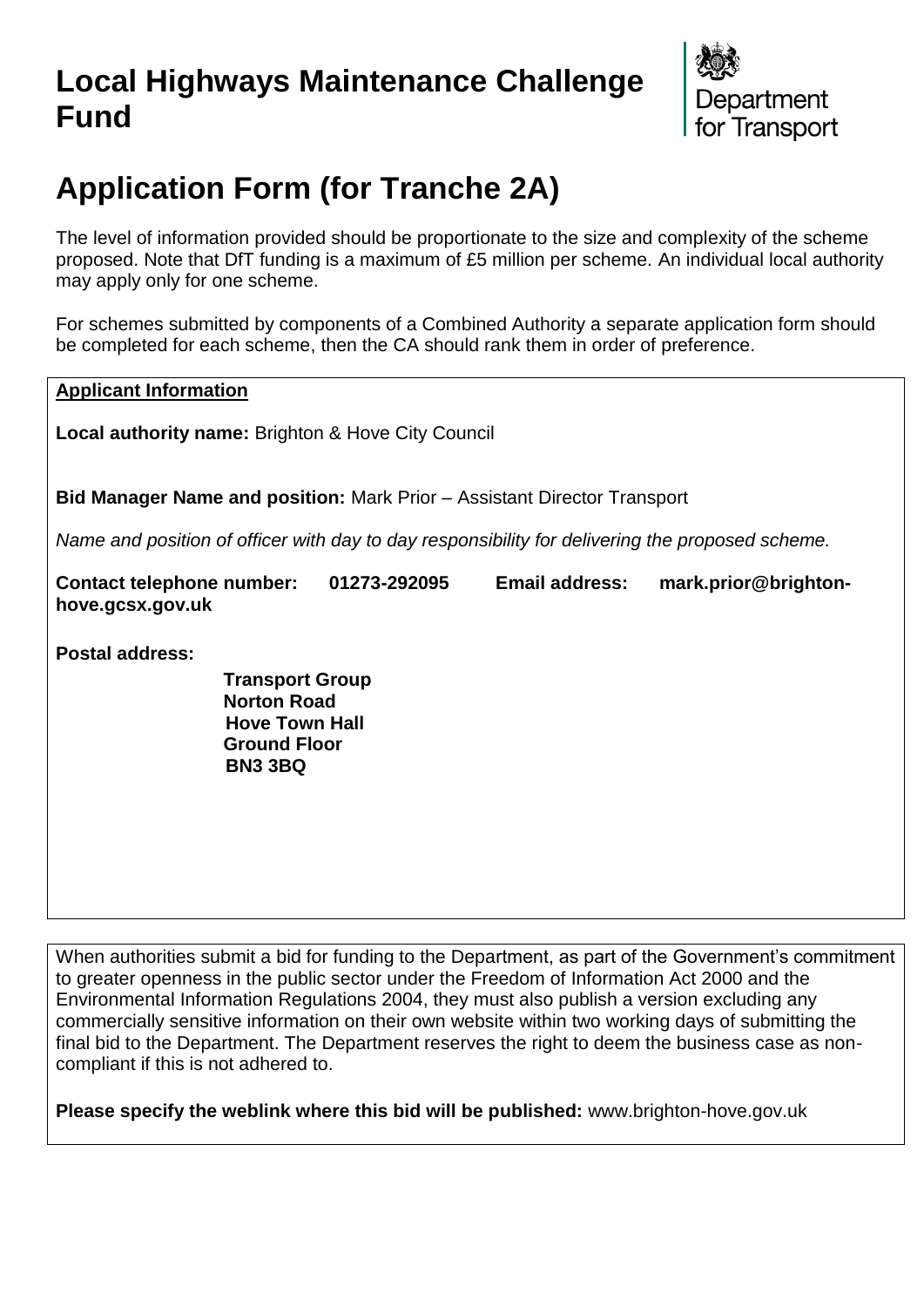# Local Highways Maintenance Challenge Fund

Department for Transport

# Application Form (for Tranche 2A)

The level of information provided should be proportionate to the size and complexity of the scheme proposed. Note that DfT funding is a maximum of £5 million per scheme. An individual local authority may apply only for one scheme.

For schemes submitted by components of a Combined Authority a separate application form should be completed for each scheme, then the CA should rank them in order of preference.

**Applicant Information**

**Local authority name:** Brighton & Hove City Council

**Bid Manager Name and position:** Mark Prior – Assistant Director Transport

*Name and position of officer with day to day responsibility for delivering the proposed scheme.*

**Contact telephone number:** **01273-292095** **Email address:** **mark.prior@brighton-hove.gcsx.gov.uk**

**Postal address:**

**Transport Group**
**Norton Road**
**Hove Town Hall**
**Ground Floor**
**BN3 3BQ**

When authorities submit a bid for funding to the Department, as part of the Government's commitment to greater openness in the public sector under the Freedom of Information Act 2000 and the Environmental Information Regulations 2004, they must also publish a version excluding any commercially sensitive information on their own website within two working days of submitting the final bid to the Department. The Department reserves the right to deem the business case as non-compliant if this is not adhered to.

**Please specify the weblink where this bid will be published:** www.brighton-hove.gov.uk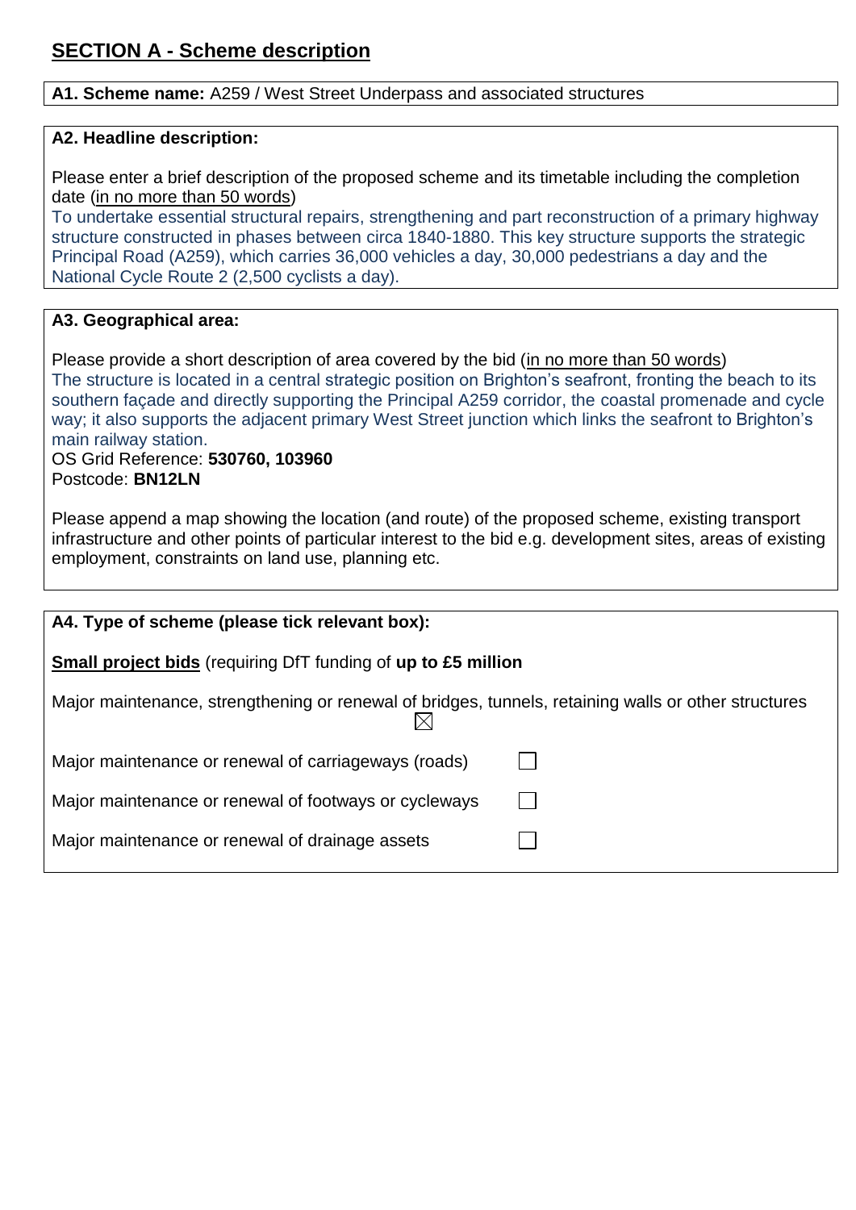## SECTION A - Scheme description

**A1. Scheme name:** A259 / West Street Underpass and associated structures

**A2. Headline description:**

Please enter a brief description of the proposed scheme and its timetable including the completion date (in no more than 50 words)

To undertake essential structural repairs, strengthening and part reconstruction of a primary highway structure constructed in phases between circa 1840-1880. This key structure supports the strategic Principal Road (A259), which carries 36,000 vehicles a day, 30,000 pedestrians a day and the National Cycle Route 2 (2,500 cyclists a day).

**A3. Geographical area:**

Please provide a short description of area covered by the bid (in no more than 50 words)

The structure is located in a central strategic position on Brighton's seafront, fronting the beach to its southern façade and directly supporting the Principal A259 corridor, the coastal promenade and cycle way; it also supports the adjacent primary West Street junction which links the seafront to Brighton's main railway station.

OS Grid Reference: **530760, 103960**

Postcode: **BN12LN**

Please append a map showing the location (and route) of the proposed scheme, existing transport infrastructure and other points of particular interest to the bid e.g. development sites, areas of existing employment, constraints on land use, planning etc.

**A4. Type of scheme (please tick relevant box):**

**Small project bids** (requiring DfT funding of **up to £5 million**

Major maintenance, strengthening or renewal of bridges, tunnels, retaining walls or other structures ☒

Major maintenance or renewal of carriageways (roads) ☐

Major maintenance or renewal of footways or cycleways ☐

Major maintenance or renewal of drainage assets ☐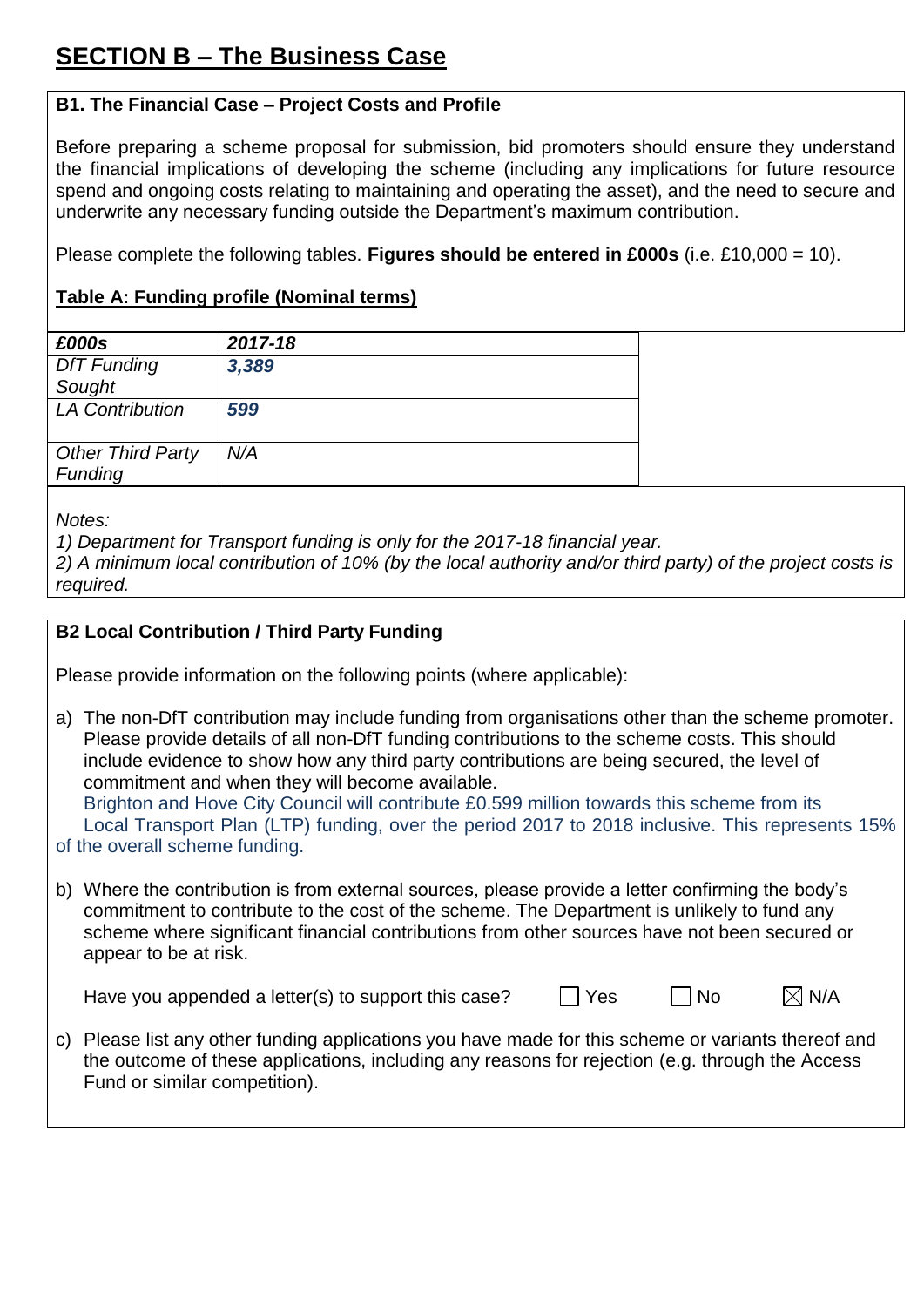# SECTION B – The Business Case

### B1. The Financial Case – Project Costs and Profile

Before preparing a scheme proposal for submission, bid promoters should ensure they understand the financial implications of developing the scheme (including any implications for future resource spend and ongoing costs relating to maintaining and operating the asset), and the need to secure and underwrite any necessary funding outside the Department's maximum contribution.

Please complete the following tables. **Figures should be entered in £000s** (i.e. £10,000 = 10).

**Table A: Funding profile (Nominal terms)**

| *£000s* | *2017-18* |
|---|---|
| *DfT Funding Sought* | ***3,389*** |
| *LA Contribution* | ***599*** |
| *Other Third Party Funding* | *N/A* |

*Notes:*
*1) Department for Transport funding is only for the 2017-18 financial year.*
*2) A minimum local contribution of 10% (by the local authority and/or third party) of the project costs is required.*

### B2 Local Contribution / Third Party Funding

Please provide information on the following points (where applicable):

a) The non-DfT contribution may include funding from organisations other than the scheme promoter. Please provide details of all non-DfT funding contributions to the scheme costs. This should include evidence to show how any third party contributions are being secured, the level of commitment and when they will become available.
Brighton and Hove City Council will contribute £0.599 million towards this scheme from its Local Transport Plan (LTP) funding, over the period 2017 to 2018 inclusive. This represents 15% of the overall scheme funding.

b) Where the contribution is from external sources, please provide a letter confirming the body's commitment to contribute to the cost of the scheme. The Department is unlikely to fund any scheme where significant financial contributions from other sources have not been secured or appear to be at risk.

Have you appended a letter(s) to support this case? ☐ Yes ☐ No ☒ N/A

c) Please list any other funding applications you have made for this scheme or variants thereof and the outcome of these applications, including any reasons for rejection (e.g. through the Access Fund or similar competition).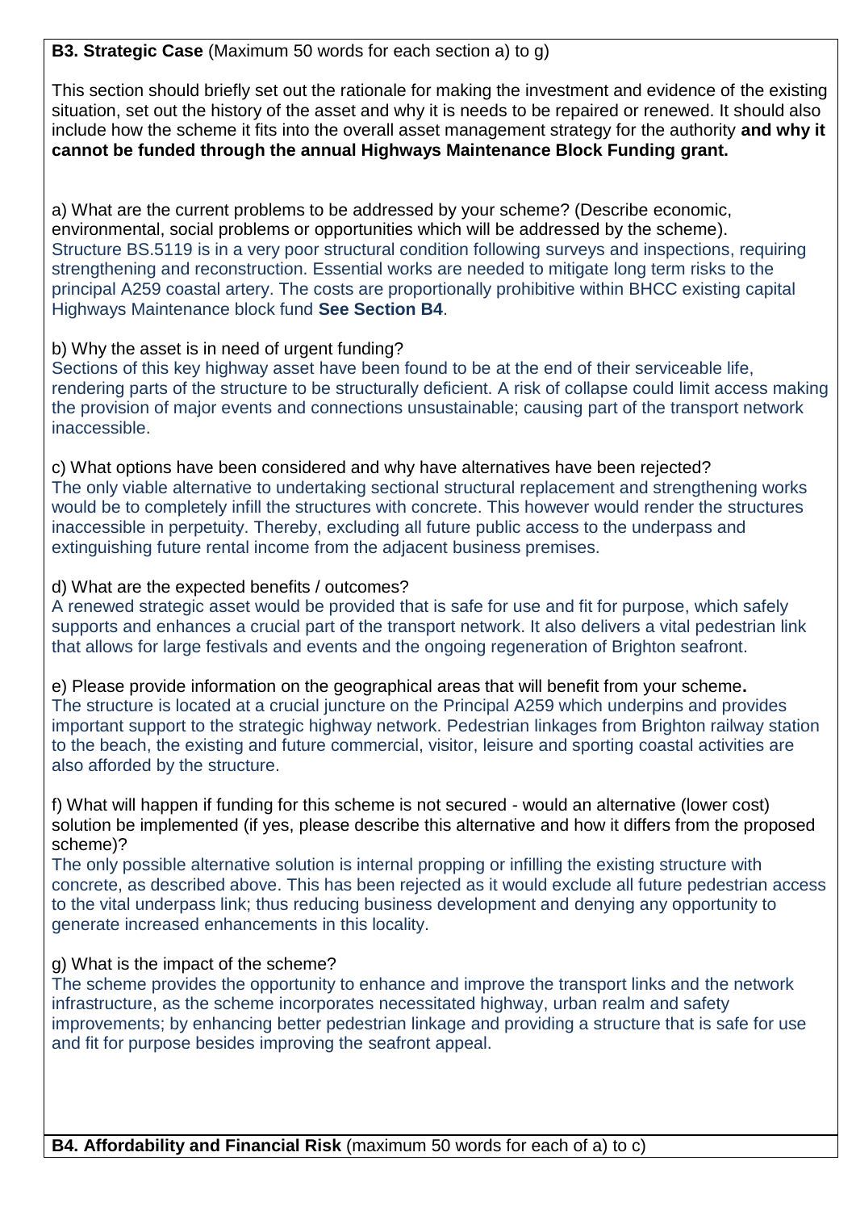**B3. Strategic Case** (Maximum 50 words for each section a) to g)

This section should briefly set out the rationale for making the investment and evidence of the existing situation, set out the history of the asset and why it is needs to be repaired or renewed. It should also include how the scheme it fits into the overall asset management strategy for the authority **and why it cannot be funded through the annual Highways Maintenance Block Funding grant.**

a) What are the current problems to be addressed by your scheme? (Describe economic, environmental, social problems or opportunities which will be addressed by the scheme).
Structure BS.5119 is in a very poor structural condition following surveys and inspections, requiring strengthening and reconstruction. Essential works are needed to mitigate long term risks to the principal A259 coastal artery. The costs are proportionally prohibitive within BHCC existing capital Highways Maintenance block fund **See Section B4**.

b) Why the asset is in need of urgent funding?
Sections of this key highway asset have been found to be at the end of their serviceable life, rendering parts of the structure to be structurally deficient. A risk of collapse could limit access making the provision of major events and connections unsustainable; causing part of the transport network inaccessible.

c) What options have been considered and why have alternatives have been rejected?
The only viable alternative to undertaking sectional structural replacement and strengthening works would be to completely infill the structures with concrete. This however would render the structures inaccessible in perpetuity. Thereby, excluding all future public access to the underpass and extinguishing future rental income from the adjacent business premises.

d) What are the expected benefits / outcomes?
A renewed strategic asset would be provided that is safe for use and fit for purpose, which safely supports and enhances a crucial part of the transport network. It also delivers a vital pedestrian link that allows for large festivals and events and the ongoing regeneration of Brighton seafront.

e) Please provide information on the geographical areas that will benefit from your scheme**.**
The structure is located at a crucial juncture on the Principal A259 which underpins and provides important support to the strategic highway network. Pedestrian linkages from Brighton railway station to the beach, the existing and future commercial, visitor, leisure and sporting coastal activities are also afforded by the structure.

f) What will happen if funding for this scheme is not secured - would an alternative (lower cost) solution be implemented (if yes, please describe this alternative and how it differs from the proposed scheme)?
The only possible alternative solution is internal propping or infilling the existing structure with concrete, as described above. This has been rejected as it would exclude all future pedestrian access to the vital underpass link; thus reducing business development and denying any opportunity to generate increased enhancements in this locality.

g) What is the impact of the scheme?
The scheme provides the opportunity to enhance and improve the transport links and the network infrastructure, as the scheme incorporates necessitated highway, urban realm and safety improvements; by enhancing better pedestrian linkage and providing a structure that is safe for use and fit for purpose besides improving the seafront appeal.

**B4. Affordability and Financial Risk** (maximum 50 words for each of a) to c)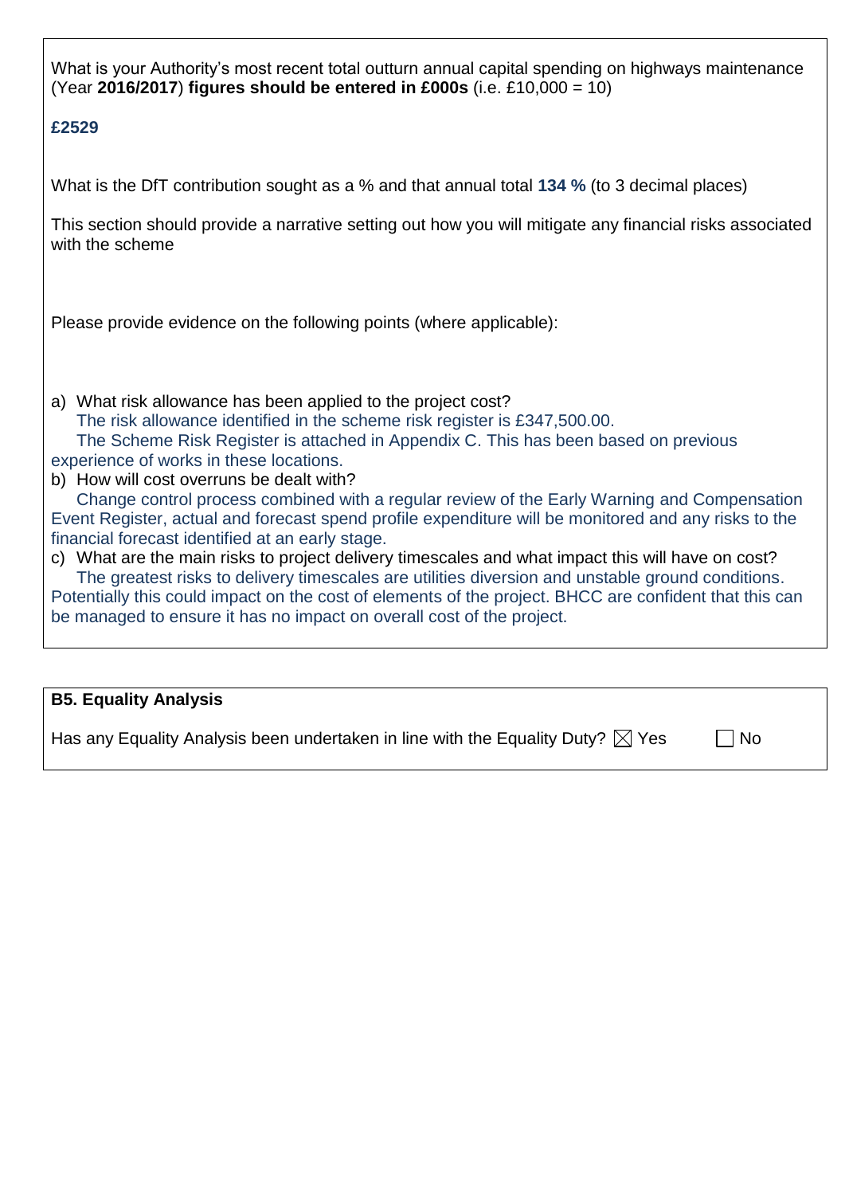What is your Authority's most recent total outturn annual capital spending on highways maintenance (Year **2016/2017**) **figures should be entered in £000s** (i.e. £10,000 = 10)

**£2529**

What is the DfT contribution sought as a % and that annual total **134 %** (to 3 decimal places)

This section should provide a narrative setting out how you will mitigate any financial risks associated with the scheme

Please provide evidence on the following points (where applicable):

a) What risk allowance has been applied to the project cost?
   The risk allowance identified in the scheme risk register is £347,500.00.
   The Scheme Risk Register is attached in Appendix C. This has been based on previous experience of works in these locations.
b) How will cost overruns be dealt with?
   Change control process combined with a regular review of the Early Warning and Compensation Event Register, actual and forecast spend profile expenditure will be monitored and any risks to the financial forecast identified at an early stage.
c) What are the main risks to project delivery timescales and what impact this will have on cost?
   The greatest risks to delivery timescales are utilities diversion and unstable ground conditions. Potentially this could impact on the cost of elements of the project. BHCC are confident that this can be managed to ensure it has no impact on overall cost of the project.

**B5. Equality Analysis**

Has any Equality Analysis been undertaken in line with the Equality Duty? ☒ Yes ☐ No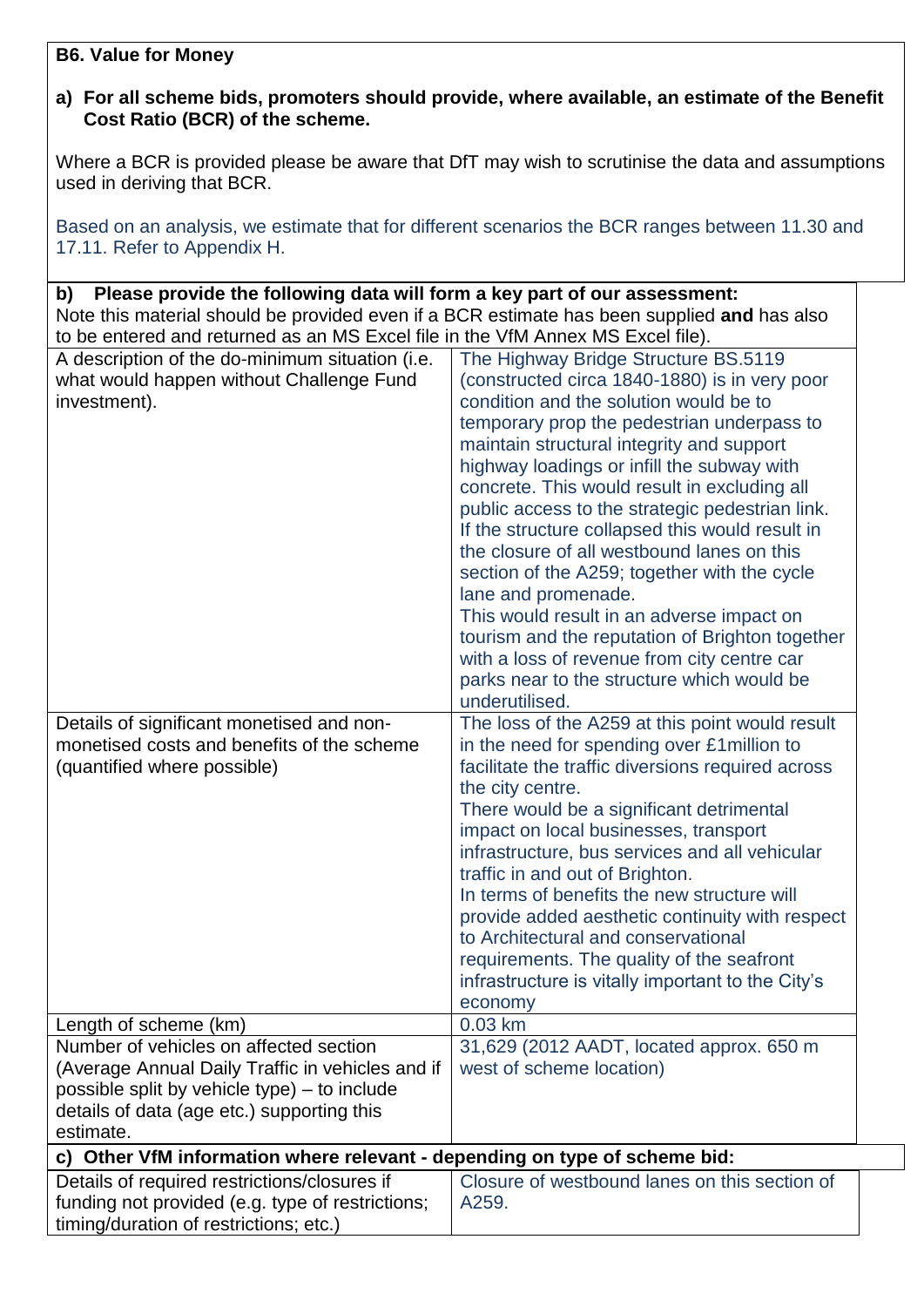**B6. Value for Money**

**a) For all scheme bids, promoters should provide, where available, an estimate of the Benefit Cost Ratio (BCR) of the scheme.**

Where a BCR is provided please be aware that DfT may wish to scrutinise the data and assumptions used in deriving that BCR.

Based on an analysis, we estimate that for different scenarios the BCR ranges between 11.30 and 17.11. Refer to Appendix H.

**b) Please provide the following data will form a key part of our assessment:**
Note this material should be provided even if a BCR estimate has been supplied **and** has also to be entered and returned as an MS Excel file in the VfM Annex MS Excel file).

| | |
|---|---|
| A description of the do-minimum situation (i.e. what would happen without Challenge Fund investment). | The Highway Bridge Structure BS.5119 (constructed circa 1840-1880) is in very poor condition and the solution would be to temporary prop the pedestrian underpass to maintain structural integrity and support highway loadings or infill the subway with concrete. This would result in excluding all public access to the strategic pedestrian link. If the structure collapsed this would result in the closure of all westbound lanes on this section of the A259; together with the cycle lane and promenade.<br>This would result in an adverse impact on tourism and the reputation of Brighton together with a loss of revenue from city centre car parks near to the structure which would be underutilised. |
| Details of significant monetised and non-monetised costs and benefits of the scheme (quantified where possible) | The loss of the A259 at this point would result in the need for spending over £1million to facilitate the traffic diversions required across the city centre.<br>There would be a significant detrimental impact on local businesses, transport infrastructure, bus services and all vehicular traffic in and out of Brighton.<br>In terms of benefits the new structure will provide added aesthetic continuity with respect to Architectural and conservational requirements. The quality of the seafront infrastructure is vitally important to the City's economy |
| Length of scheme (km) | 0.03 km |
| Number of vehicles on affected section (Average Annual Daily Traffic in vehicles and if possible split by vehicle type) – to include details of data (age etc.) supporting this estimate. | 31,629 (2012 AADT, located approx. 650 m west of scheme location) |

**c) Other VfM information where relevant - depending on type of scheme bid:**

| | |
|---|---|
| Details of required restrictions/closures if funding not provided (e.g. type of restrictions; timing/duration of restrictions; etc.) | Closure of westbound lanes on this section of A259. |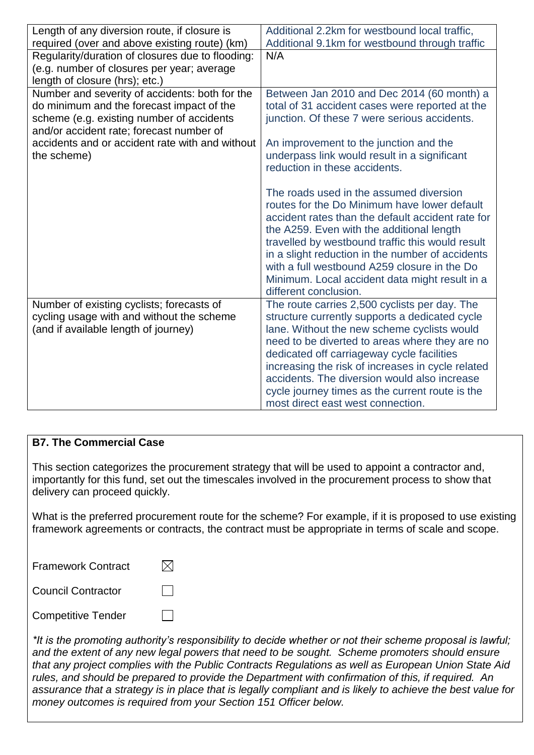| | |
|---|---|
| Length of any diversion route, if closure is required (over and above existing route) (km) | Additional 2.2km for westbound local traffic, Additional 9.1km for westbound through traffic |
| Regularity/duration of closures due to flooding: (e.g. number of closures per year; average length of closure (hrs); etc.) | N/A |
| Number and severity of accidents: both for the do minimum and the forecast impact of the scheme (e.g. existing number of accidents and/or accident rate; forecast number of accidents and or accident rate with and without the scheme) | Between Jan 2010 and Dec 2014 (60 month) a total of 31 accident cases were reported at the junction. Of these 7 were serious accidents.<br><br>An improvement to the junction and the underpass link would result in a significant reduction in these accidents.<br><br>The roads used in the assumed diversion routes for the Do Minimum have lower default accident rates than the default accident rate for the A259. Even with the additional length travelled by westbound traffic this would result in a slight reduction in the number of accidents with a full westbound A259 closure in the Do Minimum. Local accident data might result in a different conclusion. |
| Number of existing cyclists; forecasts of cycling usage with and without the scheme (and if available length of journey) | The route carries 2,500 cyclists per day. The structure currently supports a dedicated cycle lane. Without the new scheme cyclists would need to be diverted to areas where they are no dedicated off carriageway cycle facilities increasing the risk of increases in cycle related accidents. The diversion would also increase cycle journey times as the current route is the most direct east west connection. |

**B7. The Commercial Case**

This section categorizes the procurement strategy that will be used to appoint a contractor and, importantly for this fund, set out the timescales involved in the procurement process to show that delivery can proceed quickly.

What is the preferred procurement route for the scheme? For example, if it is proposed to use existing framework agreements or contracts, the contract must be appropriate in terms of scale and scope.

Framework Contract ☒

Council Contractor ☐

Competitive Tender ☐

*\*It is the promoting authority's responsibility to decide whether or not their scheme proposal is lawful; and the extent of any new legal powers that need to be sought. Scheme promoters should ensure that any project complies with the Public Contracts Regulations as well as European Union State Aid rules, and should be prepared to provide the Department with confirmation of this, if required. An assurance that a strategy is in place that is legally compliant and is likely to achieve the best value for money outcomes is required from your Section 151 Officer below.*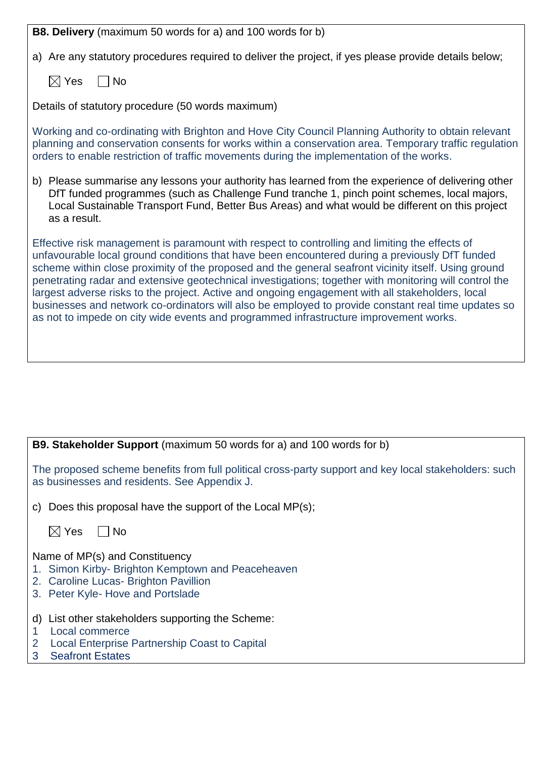**B8. Delivery** (maximum 50 words for a) and 100 words for b)

a) Are any statutory procedures required to deliver the project, if yes please provide details below;

☒ Yes ☐ No

Details of statutory procedure (50 words maximum)

Working and co-ordinating with Brighton and Hove City Council Planning Authority to obtain relevant planning and conservation consents for works within a conservation area. Temporary traffic regulation orders to enable restriction of traffic movements during the implementation of the works.

b) Please summarise any lessons your authority has learned from the experience of delivering other DfT funded programmes (such as Challenge Fund tranche 1, pinch point schemes, local majors, Local Sustainable Transport Fund, Better Bus Areas) and what would be different on this project as a result.

Effective risk management is paramount with respect to controlling and limiting the effects of unfavourable local ground conditions that have been encountered during a previously DfT funded scheme within close proximity of the proposed and the general seafront vicinity itself. Using ground penetrating radar and extensive geotechnical investigations; together with monitoring will control the largest adverse risks to the project. Active and ongoing engagement with all stakeholders, local businesses and network co-ordinators will also be employed to provide constant real time updates so as not to impede on city wide events and programmed infrastructure improvement works.

**B9. Stakeholder Support** (maximum 50 words for a) and 100 words for b)

The proposed scheme benefits from full political cross-party support and key local stakeholders: such as businesses and residents. See Appendix J.

c) Does this proposal have the support of the Local MP(s);

☒ Yes ☐ No

Name of MP(s) and Constituency

1. Simon Kirby- Brighton Kemptown and Peaceheaven
2. Caroline Lucas- Brighton Pavillion
3. Peter Kyle- Hove and Portslade

d) List other stakeholders supporting the Scheme:

1. Local commerce
2. Local Enterprise Partnership Coast to Capital
3. Seafront Estates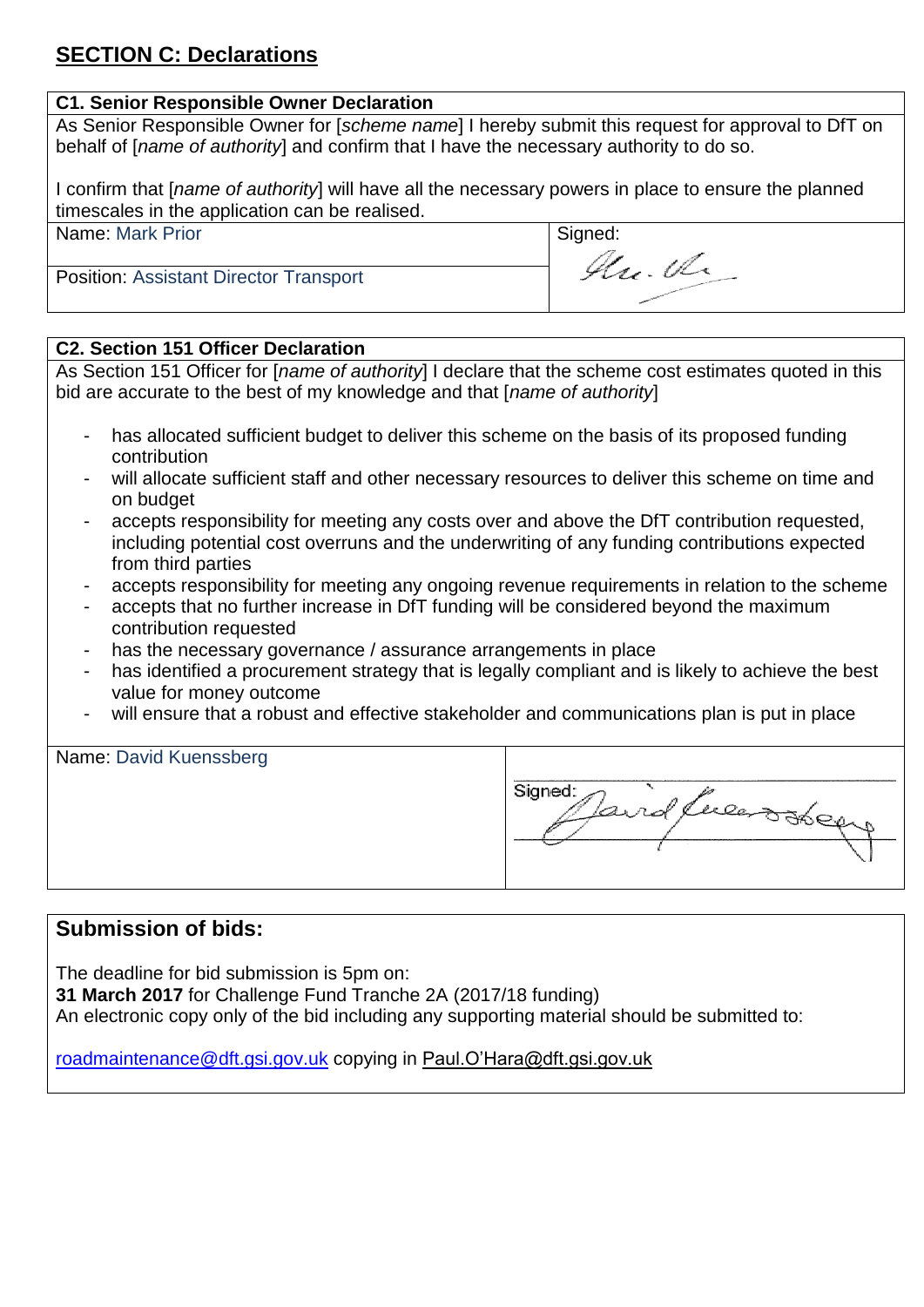## SECTION C: Declarations

| **C1. Senior Responsible Owner Declaration** | |
|---|---|
| As Senior Responsible Owner for [*scheme name*] I hereby submit this request for approval to DfT on behalf of [*name of authority*] and confirm that I have the necessary authority to do so.<br><br>I confirm that [*name of authority*] will have all the necessary powers in place to ensure the planned timescales in the application can be realised. | |
| Name: Mark Prior | Signed: |
| Position: Assistant Director Transport | |

**C2. Section 151 Officer Declaration**

As Section 151 Officer for [*name of authority*] I declare that the scheme cost estimates quoted in this bid are accurate to the best of my knowledge and that [*name of authority*]

- has allocated sufficient budget to deliver this scheme on the basis of its proposed funding contribution
- will allocate sufficient staff and other necessary resources to deliver this scheme on time and on budget
- accepts responsibility for meeting any costs over and above the DfT contribution requested, including potential cost overruns and the underwriting of any funding contributions expected from third parties
- accepts responsibility for meeting any ongoing revenue requirements in relation to the scheme
- accepts that no further increase in DfT funding will be considered beyond the maximum contribution requested
- has the necessary governance / assurance arrangements in place
- has identified a procurement strategy that is legally compliant and is likely to achieve the best value for money outcome
- will ensure that a robust and effective stakeholder and communications plan is put in place

| | |
|---|---|
| Name: David Kuenssberg | Signed: |

### Submission of bids:

The deadline for bid submission is 5pm on:
**31 March 2017** for Challenge Fund Tranche 2A (2017/18 funding)
An electronic copy only of the bid including any supporting material should be submitted to:

roadmaintenance@dft.gsi.gov.uk copying in Paul.O'Hara@dft.gsi.gov.uk